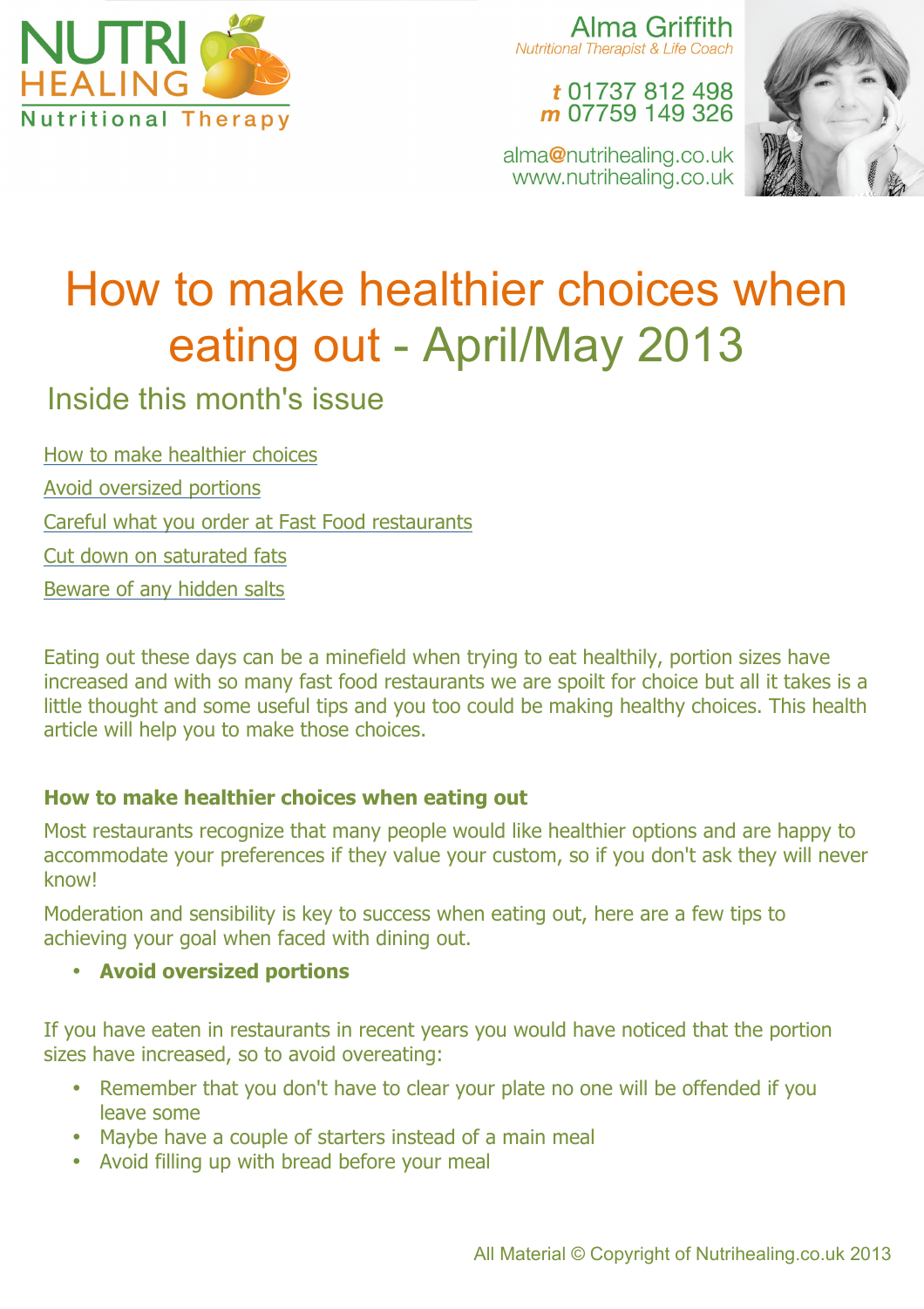NUTRI HEALING

Nutritional Therapy

Alma Griffith

*Nutritional Therapist & Life Coach*

**t** 01737 812 498
**m** 07759 149 326

alma@nutrihealing.co.uk
www.nutrihealing.co.uk

# How to make healthier choices when eating out - April/May 2013

## Inside this month's issue

- How to make healthier choices
- Avoid oversized portions
- Careful what you order at Fast Food restaurants
- Cut down on saturated fats
- Beware of any hidden salts

Eating out these days can be a minefield when trying to eat healthily, portion sizes have increased and with so many fast food restaurants we are spoilt for choice but all it takes is a little thought and some useful tips and you too could be making healthy choices. This health article will help you to make those choices.

### How to make healthier choices when eating out

Most restaurants recognize that many people would like healthier options and are happy to accommodate your preferences if they value your custom, so if you don't ask they will never know!

Moderation and sensibility is key to success when eating out, here are a few tips to achieving your goal when faced with dining out.

- **Avoid oversized portions**

If you have eaten in restaurants in recent years you would have noticed that the portion sizes have increased, so to avoid overeating:

- Remember that you don't have to clear your plate no one will be offended if you leave some
- Maybe have a couple of starters instead of a main meal
- Avoid filling up with bread before your meal

All Material © Copyright of Nutrihealing.co.uk 2013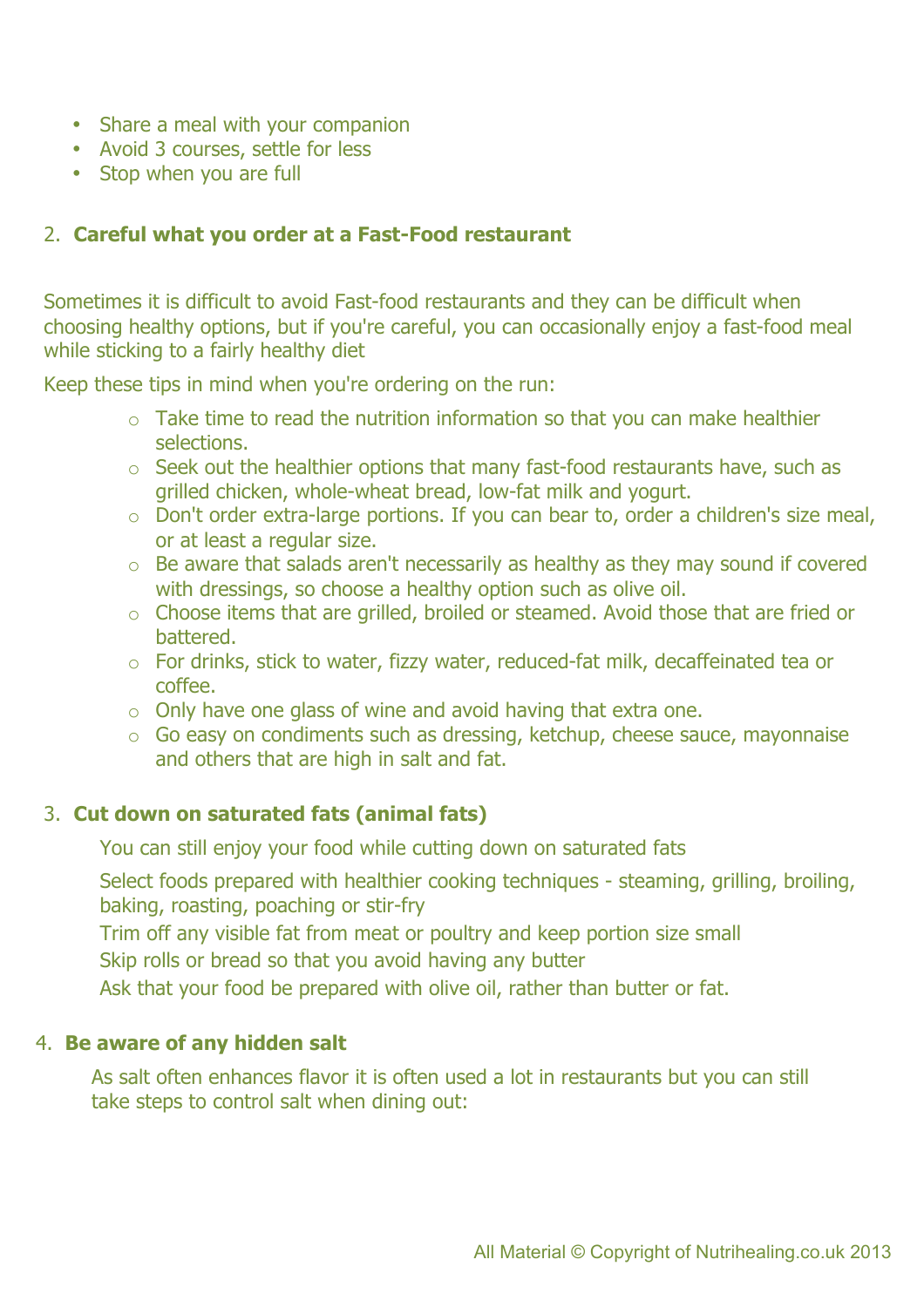- Share a meal with your companion
- Avoid 3 courses, settle for less
- Stop when you are full

2. **Careful what you order at a Fast-Food restaurant**

Sometimes it is difficult to avoid Fast-food restaurants and they can be difficult when choosing healthy options, but if you're careful, you can occasionally enjoy a fast-food meal while sticking to a fairly healthy diet

Keep these tips in mind when you're ordering on the run:

- Take time to read the nutrition information so that you can make healthier selections.
- Seek out the healthier options that many fast-food restaurants have, such as grilled chicken, whole-wheat bread, low-fat milk and yogurt.
- Don't order extra-large portions. If you can bear to, order a children's size meal, or at least a regular size.
- Be aware that salads aren't necessarily as healthy as they may sound if covered with dressings, so choose a healthy option such as olive oil.
- Choose items that are grilled, broiled or steamed. Avoid those that are fried or battered.
- For drinks, stick to water, fizzy water, reduced-fat milk, decaffeinated tea or coffee.
- Only have one glass of wine and avoid having that extra one.
- Go easy on condiments such as dressing, ketchup, cheese sauce, mayonnaise and others that are high in salt and fat.

3. **Cut down on saturated fats (animal fats)**

You can still enjoy your food while cutting down on saturated fats

Select foods prepared with healthier cooking techniques - steaming, grilling, broiling, baking, roasting, poaching or stir-fry

Trim off any visible fat from meat or poultry and keep portion size small

Skip rolls or bread so that you avoid having any butter

Ask that your food be prepared with olive oil, rather than butter or fat.

4. **Be aware of any hidden salt**

As salt often enhances flavor it is often used a lot in restaurants but you can still take steps to control salt when dining out: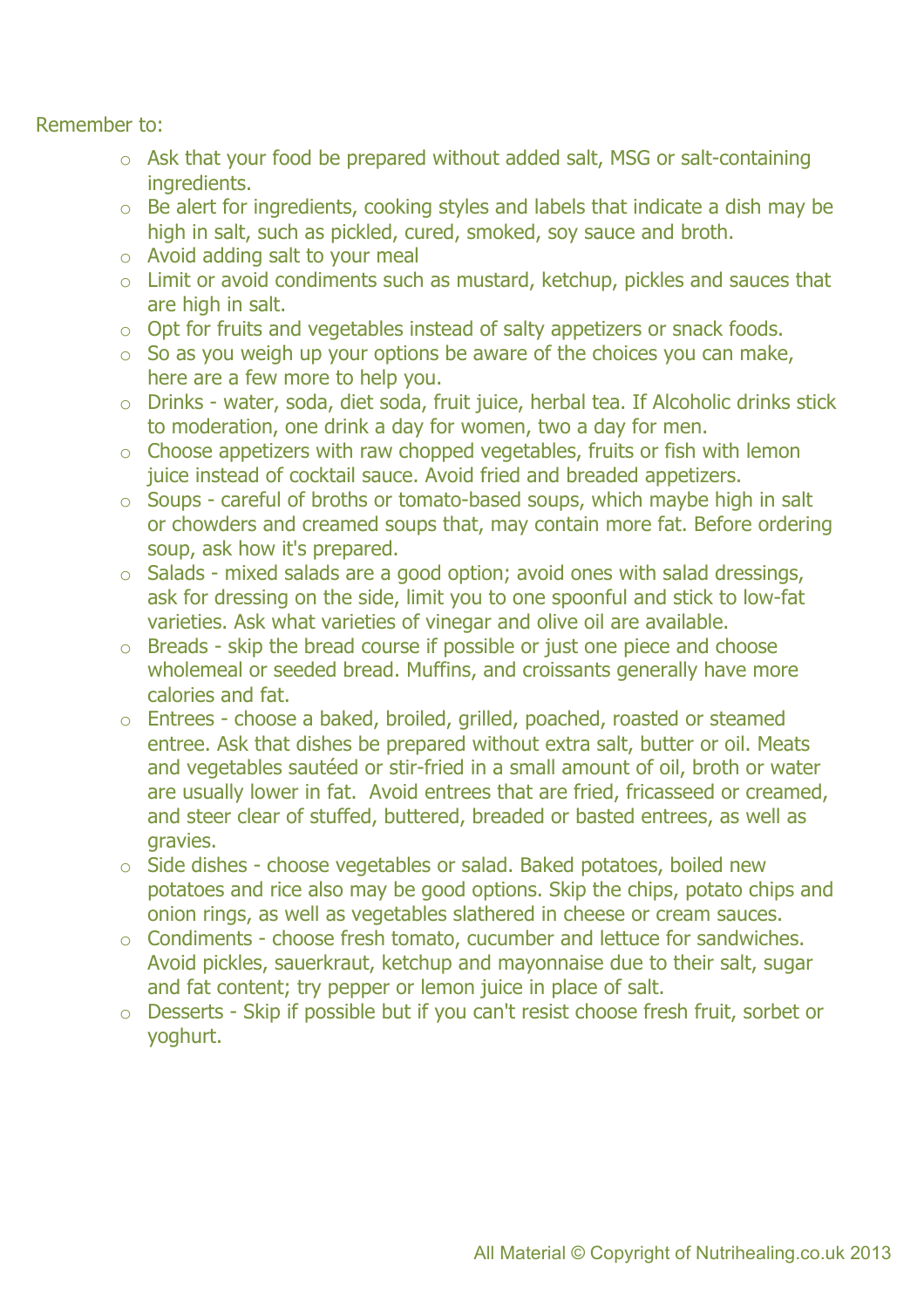Remember to:

- Ask that your food be prepared without added salt, MSG or salt-containing ingredients.
- Be alert for ingredients, cooking styles and labels that indicate a dish may be high in salt, such as pickled, cured, smoked, soy sauce and broth.
- Avoid adding salt to your meal
- Limit or avoid condiments such as mustard, ketchup, pickles and sauces that are high in salt.
- Opt for fruits and vegetables instead of salty appetizers or snack foods.
- So as you weigh up your options be aware of the choices you can make, here are a few more to help you.
- Drinks - water, soda, diet soda, fruit juice, herbal tea. If Alcoholic drinks stick to moderation, one drink a day for women, two a day for men.
- Choose appetizers with raw chopped vegetables, fruits or fish with lemon juice instead of cocktail sauce. Avoid fried and breaded appetizers.
- Soups - careful of broths or tomato-based soups, which maybe high in salt or chowders and creamed soups that, may contain more fat. Before ordering soup, ask how it's prepared.
- Salads - mixed salads are a good option; avoid ones with salad dressings, ask for dressing on the side, limit you to one spoonful and stick to low-fat varieties. Ask what varieties of vinegar and olive oil are available.
- Breads - skip the bread course if possible or just one piece and choose wholemeal or seeded bread. Muffins, and croissants generally have more calories and fat.
- Entrees - choose a baked, broiled, grilled, poached, roasted or steamed entree. Ask that dishes be prepared without extra salt, butter or oil. Meats and vegetables sautéed or stir-fried in a small amount of oil, broth or water are usually lower in fat. Avoid entrees that are fried, fricasseed or creamed, and steer clear of stuffed, buttered, breaded or basted entrees, as well as gravies.
- Side dishes - choose vegetables or salad. Baked potatoes, boiled new potatoes and rice also may be good options. Skip the chips, potato chips and onion rings, as well as vegetables slathered in cheese or cream sauces.
- Condiments - choose fresh tomato, cucumber and lettuce for sandwiches. Avoid pickles, sauerkraut, ketchup and mayonnaise due to their salt, sugar and fat content; try pepper or lemon juice in place of salt.
- Desserts - Skip if possible but if you can't resist choose fresh fruit, sorbet or yoghurt.

All Material © Copyright of Nutrihealing.co.uk 2013